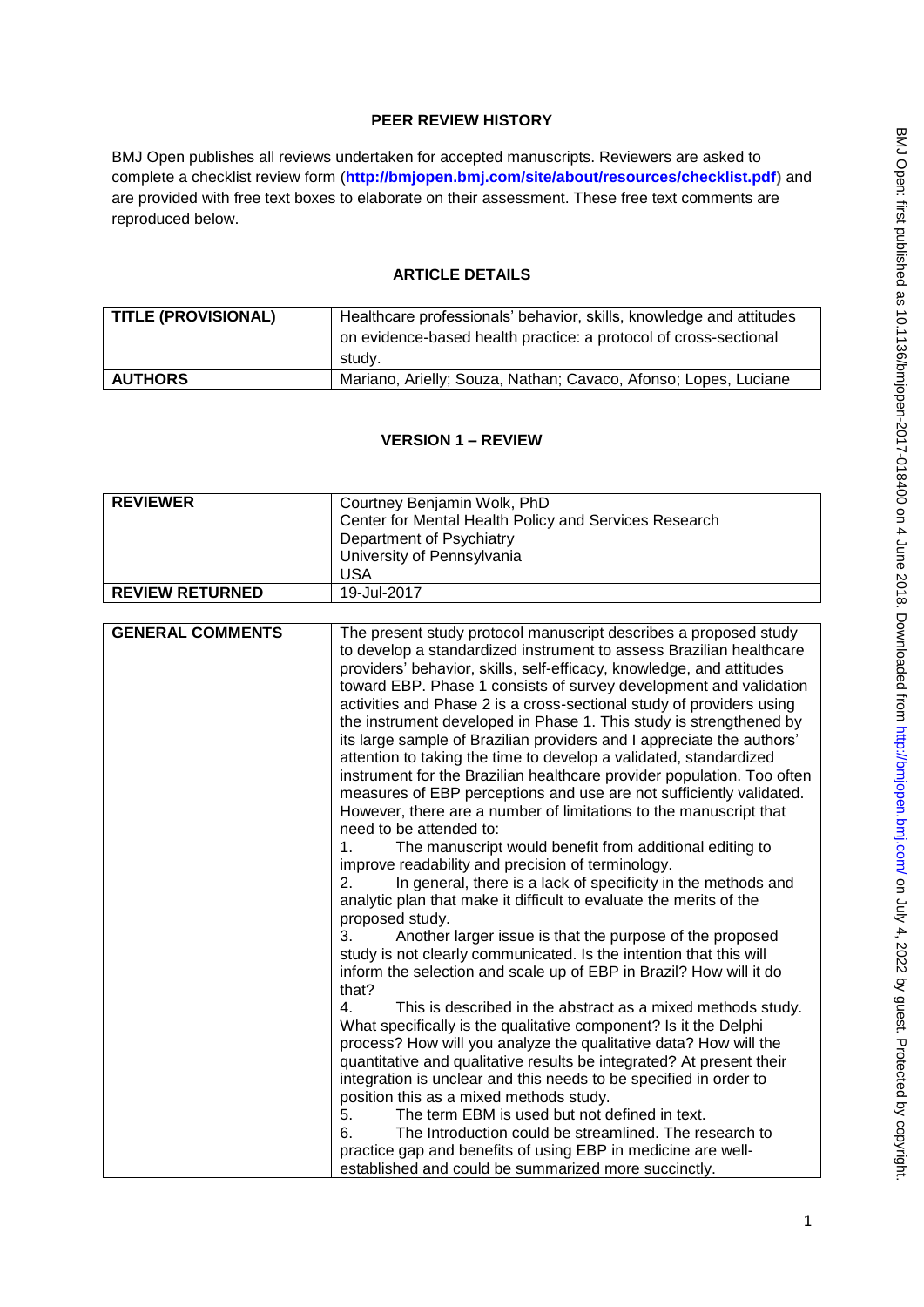## PEER REVIEW HISTORY

BMJ Open publishes all reviews undertaken for accepted manuscripts. Reviewers are asked to complete a checklist review form (**http://bmjopen.bmj.com/site/about/resources/checklist.pdf**) and are provided with free text boxes to elaborate on their assessment. These free text comments are reproduced below.

## ARTICLE DETAILS

| | |
|---|---|
| **TITLE (PROVISIONAL)** | Healthcare professionals' behavior, skills, knowledge and attitudes on evidence-based health practice: a protocol of cross-sectional study. |
| **AUTHORS** | Mariano, Arielly; Souza, Nathan; Cavaco, Afonso; Lopes, Luciane |

## VERSION 1 – REVIEW

| | |
|---|---|
| **REVIEWER** | Courtney Benjamin Wolk, PhD<br>Center for Mental Health Policy and Services Research<br>Department of Psychiatry<br>University of Pennsylvania<br>USA |
| **REVIEW RETURNED** | 19-Jul-2017 |

| | |
|---|---|
| **GENERAL COMMENTS** | The present study protocol manuscript describes a proposed study to develop a standardized instrument to assess Brazilian healthcare providers' behavior, skills, self-efficacy, knowledge, and attitudes toward EBP. Phase 1 consists of survey development and validation activities and Phase 2 is a cross-sectional study of providers using the instrument developed in Phase 1. This study is strengthened by its large sample of Brazilian providers and I appreciate the authors' attention to taking the time to develop a validated, standardized instrument for the Brazilian healthcare provider population. Too often measures of EBP perceptions and use are not sufficiently validated. However, there are a number of limitations to the manuscript that need to be attended to:<br>1. The manuscript would benefit from additional editing to improve readability and precision of terminology.<br>2. In general, there is a lack of specificity in the methods and analytic plan that make it difficult to evaluate the merits of the proposed study.<br>3. Another larger issue is that the purpose of the proposed study is not clearly communicated. Is the intention that this will inform the selection and scale up of EBP in Brazil? How will it do that?<br>4. This is described in the abstract as a mixed methods study. What specifically is the qualitative component? Is it the Delphi process? How will you analyze the qualitative data? How will the quantitative and qualitative results be integrated? At present their integration is unclear and this needs to be specified in order to position this as a mixed methods study.<br>5. The term EBM is used but not defined in text.<br>6. The Introduction could be streamlined. The research to practice gap and benefits of using EBP in medicine are well-established and could be summarized more succinctly. |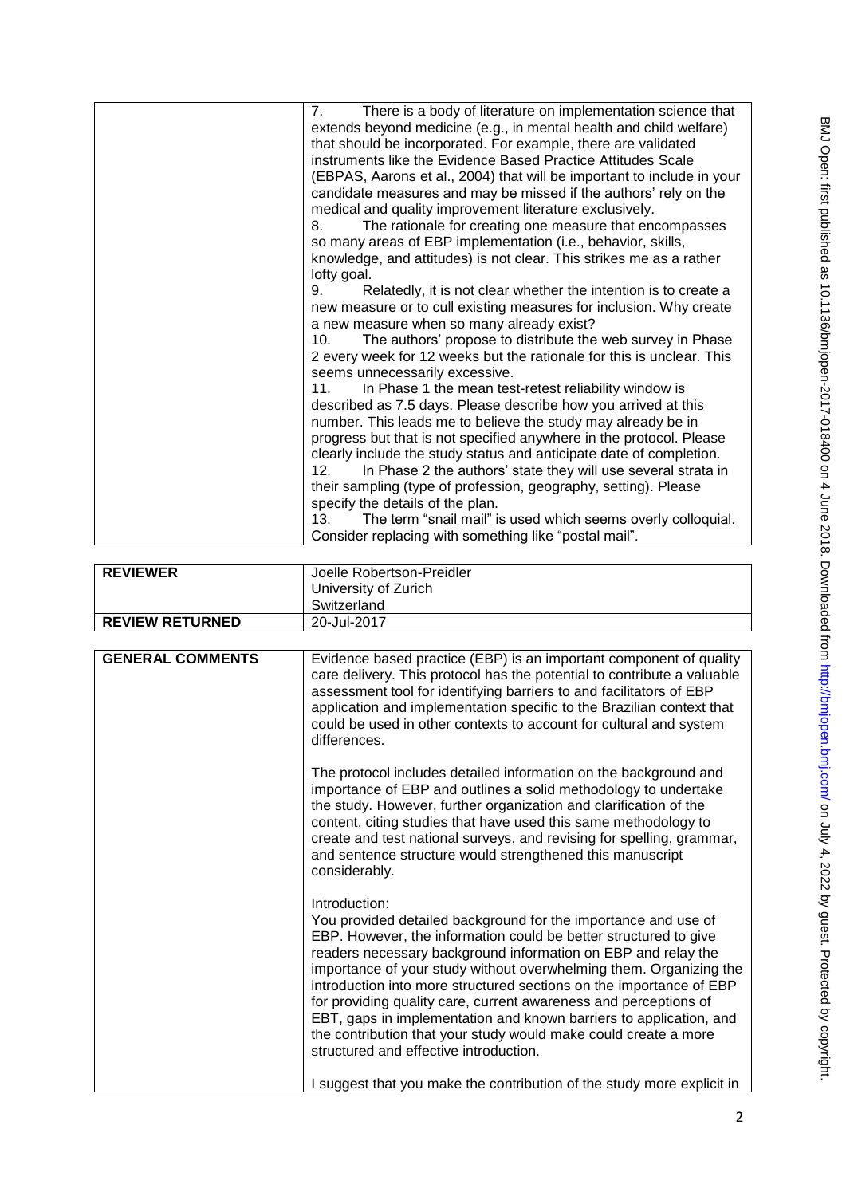| | |
|---|---|
| | 7. There is a body of literature on implementation science that extends beyond medicine (e.g., in mental health and child welfare) that should be incorporated. For example, there are validated instruments like the Evidence Based Practice Attitudes Scale (EBPAS, Aarons et al., 2004) that will be important to include in your candidate measures and may be missed if the authors' rely on the medical and quality improvement literature exclusively.<br>8. The rationale for creating one measure that encompasses so many areas of EBP implementation (i.e., behavior, skills, knowledge, and attitudes) is not clear. This strikes me as a rather lofty goal.<br>9. Relatedly, it is not clear whether the intention is to create a new measure or to cull existing measures for inclusion. Why create a new measure when so many already exist?<br>10. The authors' propose to distribute the web survey in Phase 2 every week for 12 weeks but the rationale for this is unclear. This seems unnecessarily excessive.<br>11. In Phase 1 the mean test-retest reliability window is described as 7.5 days. Please describe how you arrived at this number. This leads me to believe the study may already be in progress but that is not specified anywhere in the protocol. Please clearly include the study status and anticipate date of completion.<br>12. In Phase 2 the authors' state they will use several strata in their sampling (type of profession, geography, setting). Please specify the details of the plan.<br>13. The term "snail mail" is used which seems overly colloquial. Consider replacing with something like "postal mail". |

| | |
|---|---|
| **REVIEWER** | Joelle Robertson-Preidler<br>University of Zurich<br>Switzerland |
| **REVIEW RETURNED** | 20-Jul-2017 |

| | |
|---|---|
| **GENERAL COMMENTS** | Evidence based practice (EBP) is an important component of quality care delivery. This protocol has the potential to contribute a valuable assessment tool for identifying barriers to and facilitators of EBP application and implementation specific to the Brazilian context that could be used in other contexts to account for cultural and system differences.<br><br>The protocol includes detailed information on the background and importance of EBP and outlines a solid methodology to undertake the study. However, further organization and clarification of the content, citing studies that have used this same methodology to create and test national surveys, and revising for spelling, grammar, and sentence structure would strengthened this manuscript considerably.<br><br>Introduction:<br>You provided detailed background for the importance and use of EBP. However, the information could be better structured to give readers necessary background information on EBP and relay the importance of your study without overwhelming them. Organizing the introduction into more structured sections on the importance of EBP for providing quality care, current awareness and perceptions of EBT, gaps in implementation and known barriers to application, and the contribution that your study would make could create a more structured and effective introduction.<br><br>I suggest that you make the contribution of the study more explicit in |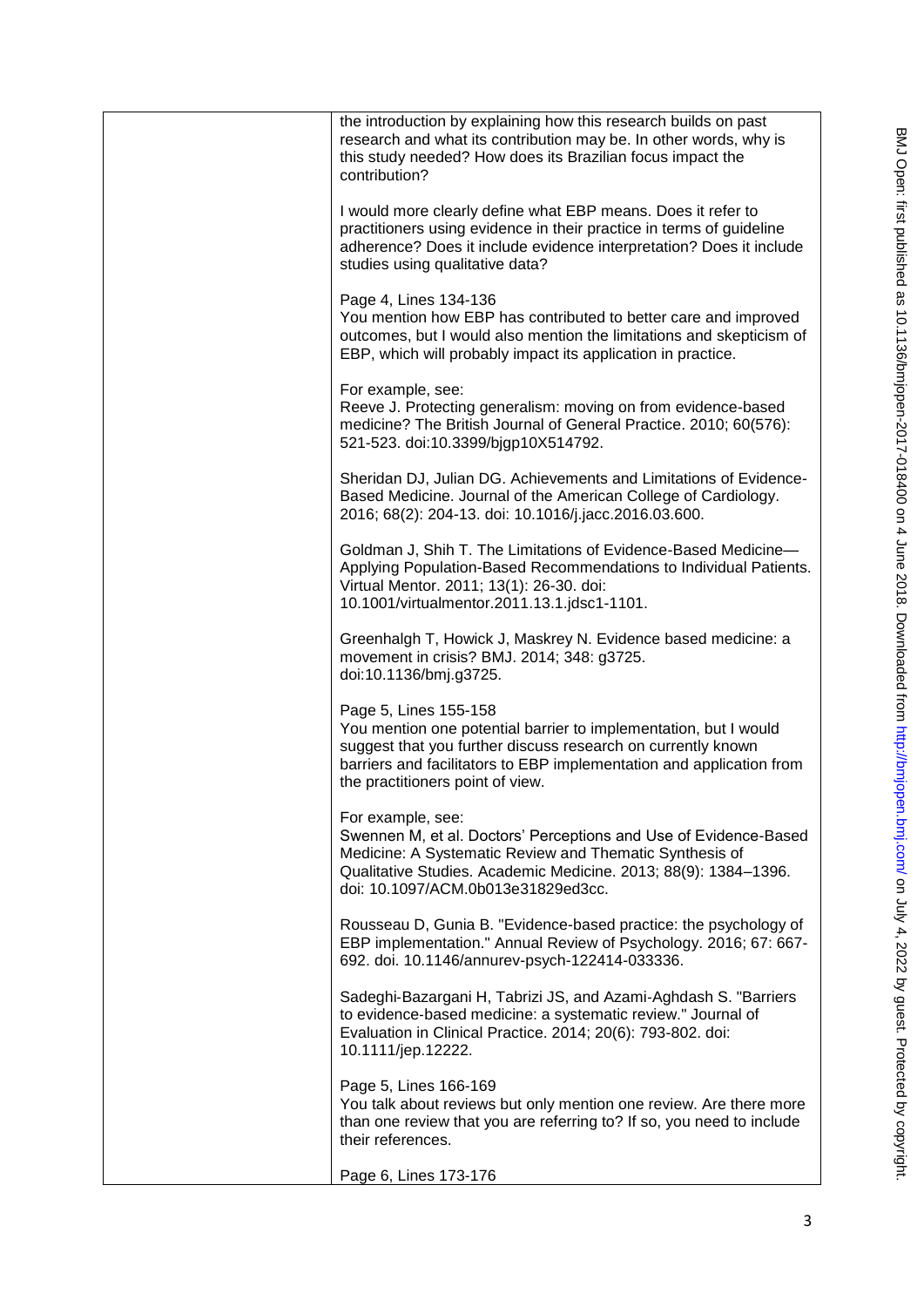the introduction by explaining how this research builds on past research and what its contribution may be. In other words, why is this study needed? How does its Brazilian focus impact the contribution?

I would more clearly define what EBP means. Does it refer to practitioners using evidence in their practice in terms of guideline adherence? Does it include evidence interpretation? Does it include studies using qualitative data?

Page 4, Lines 134-136
You mention how EBP has contributed to better care and improved outcomes, but I would also mention the limitations and skepticism of EBP, which will probably impact its application in practice.

For example, see:
Reeve J. Protecting generalism: moving on from evidence-based medicine? The British Journal of General Practice. 2010; 60(576): 521-523. doi:10.3399/bjgp10X514792.

Sheridan DJ, Julian DG. Achievements and Limitations of Evidence-Based Medicine. Journal of the American College of Cardiology. 2016; 68(2): 204-13. doi: 10.1016/j.jacc.2016.03.600.

Goldman J, Shih T. The Limitations of Evidence-Based Medicine—Applying Population-Based Recommendations to Individual Patients. Virtual Mentor. 2011; 13(1): 26-30. doi: 10.1001/virtualmentor.2011.13.1.jdsc1-1101.

Greenhalgh T, Howick J, Maskrey N. Evidence based medicine: a movement in crisis? BMJ. 2014; 348: g3725. doi:10.1136/bmj.g3725.

Page 5, Lines 155-158
You mention one potential barrier to implementation, but I would suggest that you further discuss research on currently known barriers and facilitators to EBP implementation and application from the practitioners point of view.

For example, see:
Swennen M, et al. Doctors' Perceptions and Use of Evidence-Based Medicine: A Systematic Review and Thematic Synthesis of Qualitative Studies. Academic Medicine. 2013; 88(9): 1384–1396. doi: 10.1097/ACM.0b013e31829ed3cc.

Rousseau D, Gunia B. "Evidence-based practice: the psychology of EBP implementation." Annual Review of Psychology. 2016; 67: 667-692. doi. 10.1146/annurev-psych-122414-033336.

Sadeghi-Bazargani H, Tabrizi JS, and Azami-Aghdash S. "Barriers to evidence-based medicine: a systematic review." Journal of Evaluation in Clinical Practice. 2014; 20(6): 793-802. doi: 10.1111/jep.12222.

Page 5, Lines 166-169
You talk about reviews but only mention one review. Are there more than one review that you are referring to? If so, you need to include their references.

Page 6, Lines 173-176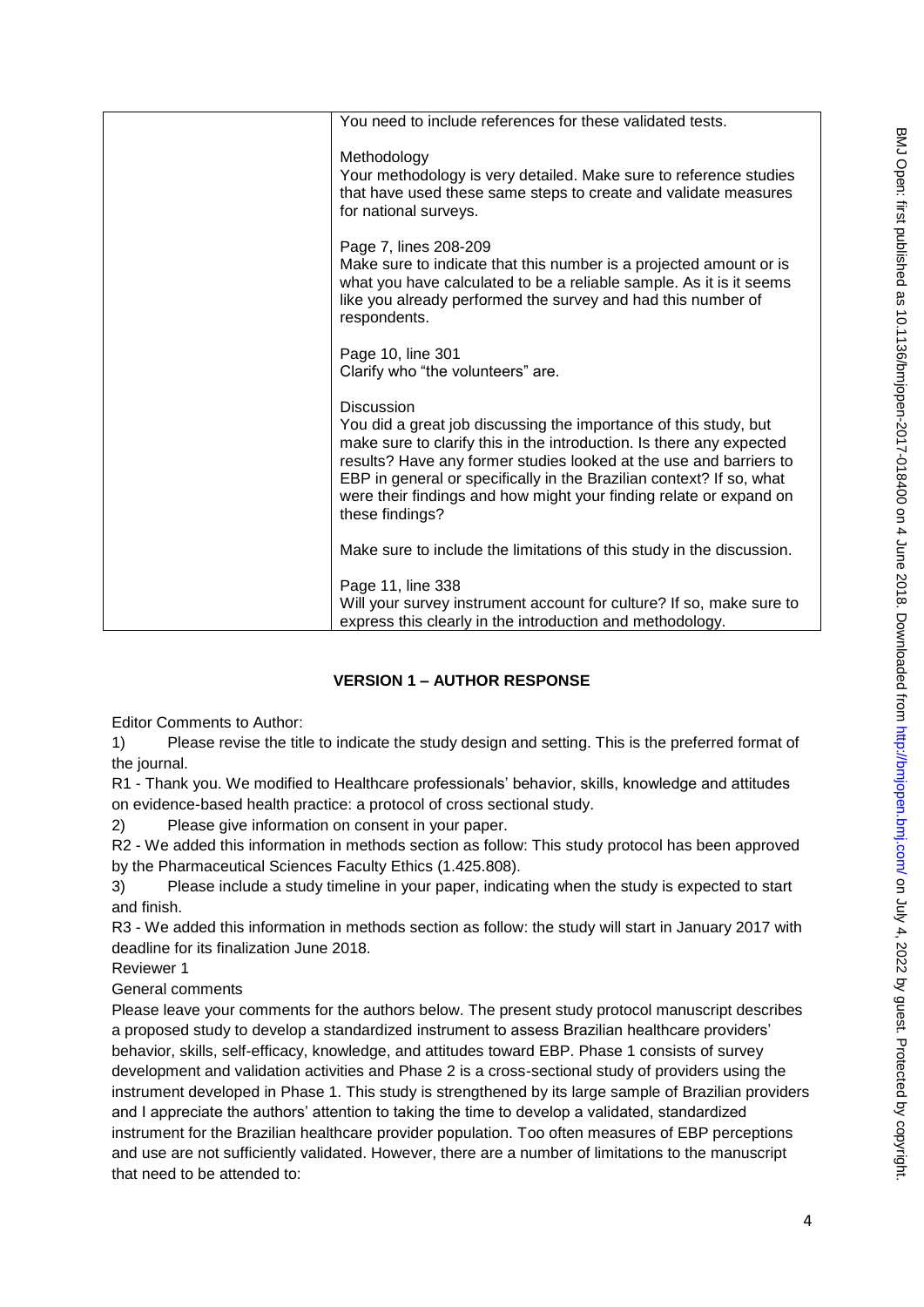| | You need to include references for these validated tests.<br><br>Methodology<br>Your methodology is very detailed. Make sure to reference studies that have used these same steps to create and validate measures for national surveys.<br><br>Page 7, lines 208-209<br>Make sure to indicate that this number is a projected amount or is what you have calculated to be a reliable sample. As it is it seems like you already performed the survey and had this number of respondents.<br><br>Page 10, line 301<br>Clarify who "the volunteers" are.<br><br>Discussion<br>You did a great job discussing the importance of this study, but make sure to clarify this in the introduction. Is there any expected results? Have any former studies looked at the use and barriers to EBP in general or specifically in the Brazilian context? If so, what were their findings and how might your finding relate or expand on these findings?<br><br>Make sure to include the limitations of this study in the discussion.<br><br>Page 11, line 338<br>Will your survey instrument account for culture? If so, make sure to express this clearly in the introduction and methodology. |
|---|---|

## VERSION 1 – AUTHOR RESPONSE

Editor Comments to Author:

1) Please revise the title to indicate the study design and setting. This is the preferred format of the journal.

R1 - Thank you. We modified to Healthcare professionals' behavior, skills, knowledge and attitudes on evidence-based health practice: a protocol of cross sectional study.

2) Please give information on consent in your paper.

R2 - We added this information in methods section as follow: This study protocol has been approved by the Pharmaceutical Sciences Faculty Ethics (1.425.808).

3) Please include a study timeline in your paper, indicating when the study is expected to start and finish.

R3 - We added this information in methods section as follow: the study will start in January 2017 with deadline for its finalization June 2018.

Reviewer 1

General comments

Please leave your comments for the authors below. The present study protocol manuscript describes a proposed study to develop a standardized instrument to assess Brazilian healthcare providers' behavior, skills, self-efficacy, knowledge, and attitudes toward EBP. Phase 1 consists of survey development and validation activities and Phase 2 is a cross-sectional study of providers using the instrument developed in Phase 1. This study is strengthened by its large sample of Brazilian providers and I appreciate the authors' attention to taking the time to develop a validated, standardized instrument for the Brazilian healthcare provider population. Too often measures of EBP perceptions and use are not sufficiently validated. However, there are a number of limitations to the manuscript that need to be attended to: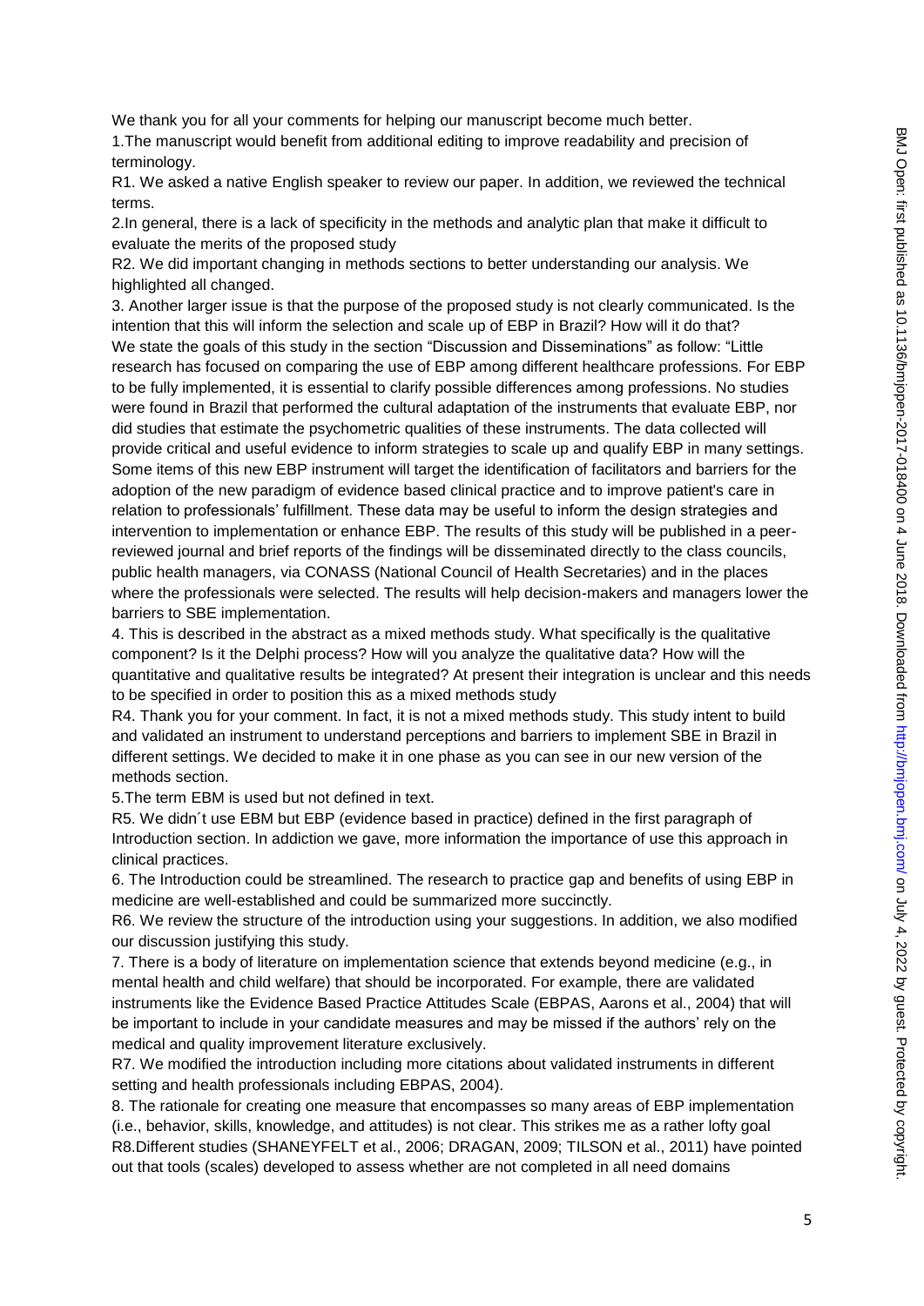We thank you for all your comments for helping our manuscript become much better.

1.The manuscript would benefit from additional editing to improve readability and precision of terminology.

R1. We asked a native English speaker to review our paper. In addition, we reviewed the technical terms.

2.In general, there is a lack of specificity in the methods and analytic plan that make it difficult to evaluate the merits of the proposed study

R2. We did important changing in methods sections to better understanding our analysis. We highlighted all changed.

3. Another larger issue is that the purpose of the proposed study is not clearly communicated. Is the intention that this will inform the selection and scale up of EBP in Brazil? How will it do that?

We state the goals of this study in the section "Discussion and Disseminations" as follow: "Little research has focused on comparing the use of EBP among different healthcare professions. For EBP to be fully implemented, it is essential to clarify possible differences among professions. No studies were found in Brazil that performed the cultural adaptation of the instruments that evaluate EBP, nor did studies that estimate the psychometric qualities of these instruments. The data collected will provide critical and useful evidence to inform strategies to scale up and qualify EBP in many settings. Some items of this new EBP instrument will target the identification of facilitators and barriers for the adoption of the new paradigm of evidence based clinical practice and to improve patient's care in relation to professionals' fulfillment. These data may be useful to inform the design strategies and intervention to implementation or enhance EBP. The results of this study will be published in a peer-reviewed journal and brief reports of the findings will be disseminated directly to the class councils, public health managers, via CONASS (National Council of Health Secretaries) and in the places where the professionals were selected. The results will help decision-makers and managers lower the barriers to SBE implementation.

4. This is described in the abstract as a mixed methods study. What specifically is the qualitative component? Is it the Delphi process? How will you analyze the qualitative data? How will the quantitative and qualitative results be integrated? At present their integration is unclear and this needs to be specified in order to position this as a mixed methods study

R4. Thank you for your comment. In fact, it is not a mixed methods study. This study intent to build and validated an instrument to understand perceptions and barriers to implement SBE in Brazil in different settings. We decided to make it in one phase as you can see in our new version of the methods section.

5.The term EBM is used but not defined in text.

R5. We didn´t use EBM but EBP (evidence based in practice) defined in the first paragraph of Introduction section. In addiction we gave, more information the importance of use this approach in clinical practices.

6. The Introduction could be streamlined. The research to practice gap and benefits of using EBP in medicine are well-established and could be summarized more succinctly.

R6. We review the structure of the introduction using your suggestions. In addition, we also modified our discussion justifying this study.

7. There is a body of literature on implementation science that extends beyond medicine (e.g., in mental health and child welfare) that should be incorporated. For example, there are validated instruments like the Evidence Based Practice Attitudes Scale (EBPAS, Aarons et al., 2004) that will be important to include in your candidate measures and may be missed if the authors' rely on the medical and quality improvement literature exclusively.

R7. We modified the introduction including more citations about validated instruments in different setting and health professionals including EBPAS, 2004).

8. The rationale for creating one measure that encompasses so many areas of EBP implementation (i.e., behavior, skills, knowledge, and attitudes) is not clear. This strikes me as a rather lofty goal

R8.Different studies (SHANEYFELT et al., 2006; DRAGAN, 2009; TILSON et al., 2011) have pointed out that tools (scales) developed to assess whether are not completed in all need domains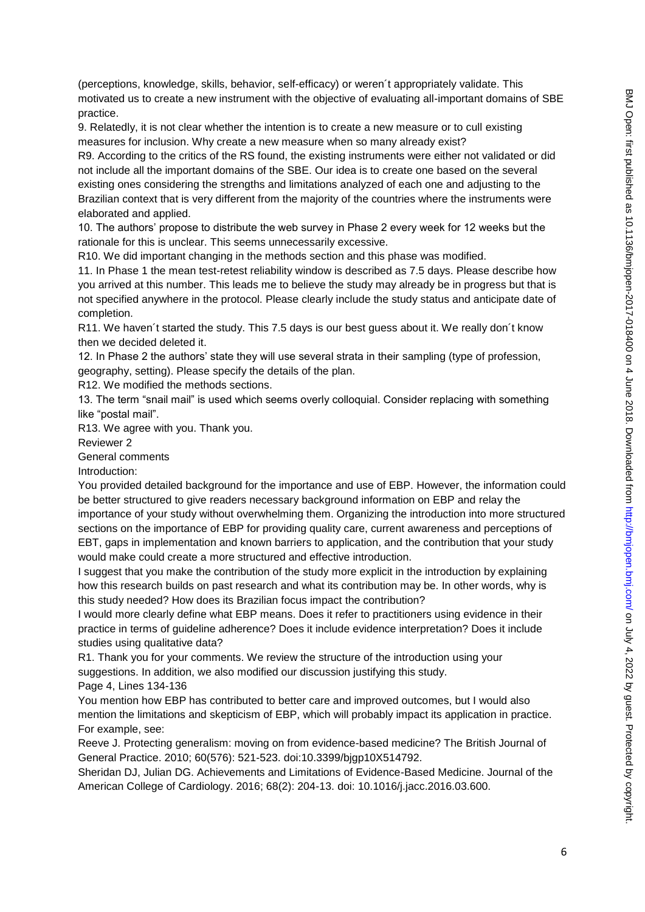(perceptions, knowledge, skills, behavior, self-efficacy) or weren´t appropriately validate. This motivated us to create a new instrument with the objective of evaluating all-important domains of SBE practice.

9. Relatedly, it is not clear whether the intention is to create a new measure or to cull existing measures for inclusion. Why create a new measure when so many already exist?

R9. According to the critics of the RS found, the existing instruments were either not validated or did not include all the important domains of the SBE. Our idea is to create one based on the several existing ones considering the strengths and limitations analyzed of each one and adjusting to the Brazilian context that is very different from the majority of the countries where the instruments were elaborated and applied.

10. The authors' propose to distribute the web survey in Phase 2 every week for 12 weeks but the rationale for this is unclear. This seems unnecessarily excessive.

R10. We did important changing in the methods section and this phase was modified.

11. In Phase 1 the mean test-retest reliability window is described as 7.5 days. Please describe how you arrived at this number. This leads me to believe the study may already be in progress but that is not specified anywhere in the protocol. Please clearly include the study status and anticipate date of completion.

R11. We haven´t started the study. This 7.5 days is our best guess about it. We really don´t know then we decided deleted it.

12. In Phase 2 the authors' state they will use several strata in their sampling (type of profession, geography, setting). Please specify the details of the plan.

R12. We modified the methods sections.

13. The term "snail mail" is used which seems overly colloquial. Consider replacing with something like "postal mail".

R13. We agree with you. Thank you.

Reviewer 2

General comments

Introduction:

You provided detailed background for the importance and use of EBP. However, the information could be better structured to give readers necessary background information on EBP and relay the importance of your study without overwhelming them. Organizing the introduction into more structured sections on the importance of EBP for providing quality care, current awareness and perceptions of EBT, gaps in implementation and known barriers to application, and the contribution that your study would make could create a more structured and effective introduction.

I suggest that you make the contribution of the study more explicit in the introduction by explaining how this research builds on past research and what its contribution may be. In other words, why is this study needed? How does its Brazilian focus impact the contribution?

I would more clearly define what EBP means. Does it refer to practitioners using evidence in their practice in terms of guideline adherence? Does it include evidence interpretation? Does it include studies using qualitative data?

R1. Thank you for your comments. We review the structure of the introduction using your suggestions. In addition, we also modified our discussion justifying this study.

Page 4, Lines 134-136

You mention how EBP has contributed to better care and improved outcomes, but I would also mention the limitations and skepticism of EBP, which will probably impact its application in practice. For example, see:

Reeve J. Protecting generalism: moving on from evidence-based medicine? The British Journal of General Practice. 2010; 60(576): 521-523. doi:10.3399/bjgp10X514792.

Sheridan DJ, Julian DG. Achievements and Limitations of Evidence-Based Medicine. Journal of the American College of Cardiology. 2016; 68(2): 204-13. doi: 10.1016/j.jacc.2016.03.600.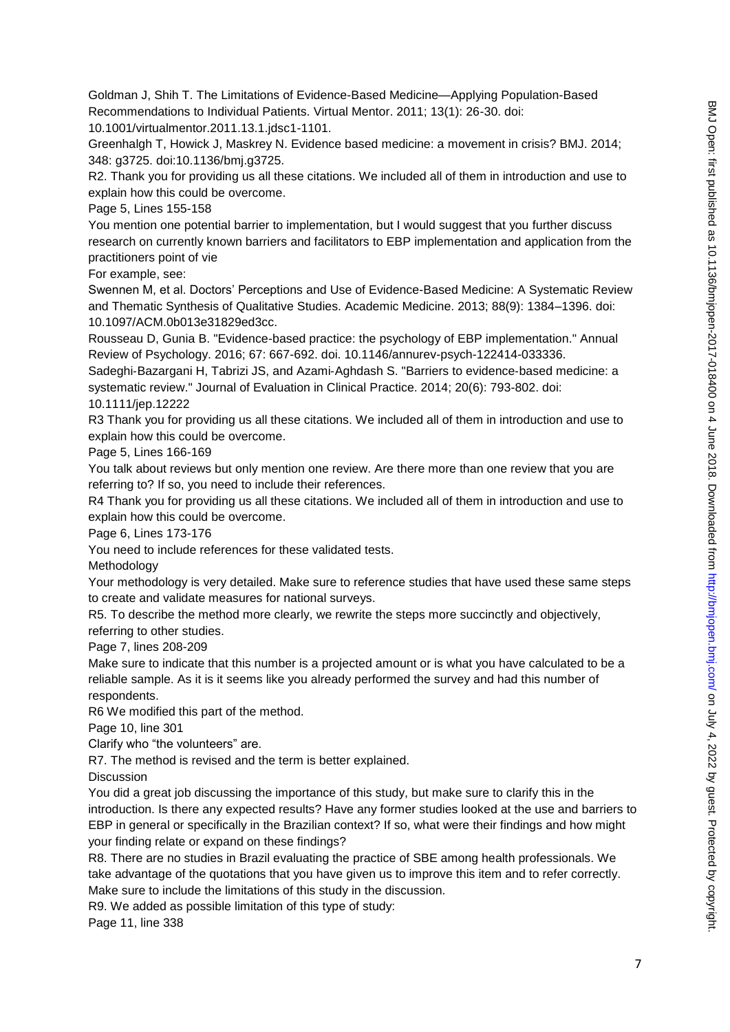Goldman J, Shih T. The Limitations of Evidence-Based Medicine—Applying Population-Based Recommendations to Individual Patients. Virtual Mentor. 2011; 13(1): 26-30. doi: 10.1001/virtualmentor.2011.13.1.jdsc1-1101.

Greenhalgh T, Howick J, Maskrey N. Evidence based medicine: a movement in crisis? BMJ. 2014; 348: g3725. doi:10.1136/bmj.g3725.

R2. Thank you for providing us all these citations. We included all of them in introduction and use to explain how this could be overcome.

Page 5, Lines 155-158

You mention one potential barrier to implementation, but I would suggest that you further discuss research on currently known barriers and facilitators to EBP implementation and application from the practitioners point of vie

For example, see:

Swennen M, et al. Doctors' Perceptions and Use of Evidence-Based Medicine: A Systematic Review and Thematic Synthesis of Qualitative Studies. Academic Medicine. 2013; 88(9): 1384–1396. doi: 10.1097/ACM.0b013e31829ed3cc.

Rousseau D, Gunia B. "Evidence-based practice: the psychology of EBP implementation." Annual Review of Psychology. 2016; 67: 667-692. doi. 10.1146/annurev-psych-122414-033336.

Sadeghi-Bazargani H, Tabrizi JS, and Azami-Aghdash S. "Barriers to evidence-based medicine: a systematic review." Journal of Evaluation in Clinical Practice. 2014; 20(6): 793-802. doi: 10.1111/jep.12222

R3 Thank you for providing us all these citations. We included all of them in introduction and use to explain how this could be overcome.

Page 5, Lines 166-169

You talk about reviews but only mention one review. Are there more than one review that you are referring to? If so, you need to include their references.

R4 Thank you for providing us all these citations. We included all of them in introduction and use to explain how this could be overcome.

Page 6, Lines 173-176

You need to include references for these validated tests.

Methodology

Your methodology is very detailed. Make sure to reference studies that have used these same steps to create and validate measures for national surveys.

R5. To describe the method more clearly, we rewrite the steps more succinctly and objectively, referring to other studies.

Page 7, lines 208-209

Make sure to indicate that this number is a projected amount or is what you have calculated to be a reliable sample. As it is it seems like you already performed the survey and had this number of respondents.

R6 We modified this part of the method.

Page 10, line 301

Clarify who "the volunteers" are.

R7. The method is revised and the term is better explained.

Discussion

You did a great job discussing the importance of this study, but make sure to clarify this in the introduction. Is there any expected results? Have any former studies looked at the use and barriers to EBP in general or specifically in the Brazilian context? If so, what were their findings and how might your finding relate or expand on these findings?

R8. There are no studies in Brazil evaluating the practice of SBE among health professionals. We take advantage of the quotations that you have given us to improve this item and to refer correctly.

Make sure to include the limitations of this study in the discussion.

R9. We added as possible limitation of this type of study:

Page 11, line 338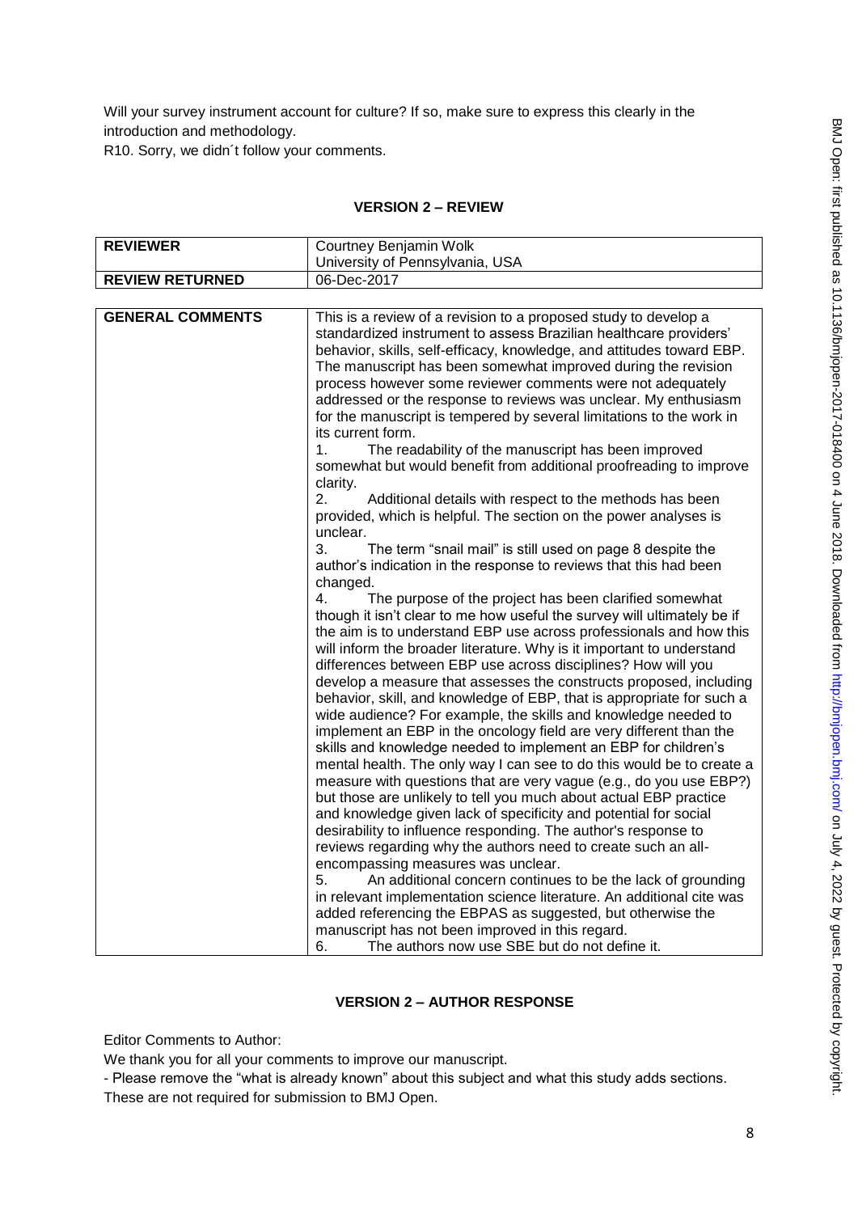Will your survey instrument account for culture? If so, make sure to express this clearly in the introduction and methodology.
R10. Sorry, we didn´t follow your comments.

**VERSION 2 – REVIEW**

| **REVIEWER** | Courtney Benjamin Wolk<br>University of Pennsylvania, USA |
|---|---|
| **REVIEW RETURNED** | 06-Dec-2017 |

| **GENERAL COMMENTS** | This is a review of a revision to a proposed study to develop a standardized instrument to assess Brazilian healthcare providers' behavior, skills, self-efficacy, knowledge, and attitudes toward EBP. The manuscript has been somewhat improved during the revision process however some reviewer comments were not adequately addressed or the response to reviews was unclear. My enthusiasm for the manuscript is tempered by several limitations to the work in its current form.<br>1. The readability of the manuscript has been improved somewhat but would benefit from additional proofreading to improve clarity.<br>2. Additional details with respect to the methods has been provided, which is helpful. The section on the power analyses is unclear.<br>3. The term "snail mail" is still used on page 8 despite the author's indication in the response to reviews that this had been changed.<br>4. The purpose of the project has been clarified somewhat though it isn't clear to me how useful the survey will ultimately be if the aim is to understand EBP use across professionals and how this will inform the broader literature. Why is it important to understand differences between EBP use across disciplines? How will you develop a measure that assesses the constructs proposed, including behavior, skill, and knowledge of EBP, that is appropriate for such a wide audience? For example, the skills and knowledge needed to implement an EBP in the oncology field are very different than the skills and knowledge needed to implement an EBP for children's mental health. The only way I can see to do this would be to create a measure with questions that are very vague (e.g., do you use EBP?) but those are unlikely to tell you much about actual EBP practice and knowledge given lack of specificity and potential for social desirability to influence responding. The author's response to reviews regarding why the authors need to create such an all-encompassing measures was unclear.<br>5. An additional concern continues to be the lack of grounding in relevant implementation science literature. An additional cite was added referencing the EBPAS as suggested, but otherwise the manuscript has not been improved in this regard.<br>6. The authors now use SBE but do not define it. |
|---|---|

**VERSION 2 – AUTHOR RESPONSE**

Editor Comments to Author:
We thank you for all your comments to improve our manuscript.
- Please remove the "what is already known" about this subject and what this study adds sections. These are not required for submission to BMJ Open.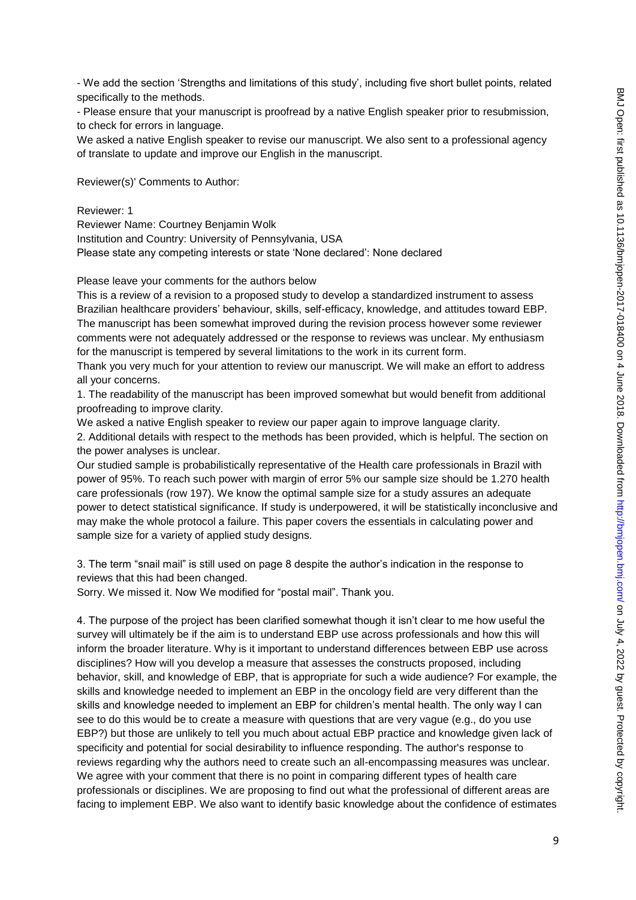- We add the section 'Strengths and limitations of this study', including five short bullet points, related specifically to the methods.

- Please ensure that your manuscript is proofread by a native English speaker prior to resubmission, to check for errors in language.

We asked a native English speaker to revise our manuscript. We also sent to a professional agency of translate to update and improve our English in the manuscript.

Reviewer(s)' Comments to Author:

Reviewer: 1
Reviewer Name: Courtney Benjamin Wolk
Institution and Country: University of Pennsylvania, USA
Please state any competing interests or state 'None declared': None declared

Please leave your comments for the authors below

This is a review of a revision to a proposed study to develop a standardized instrument to assess Brazilian healthcare providers' behaviour, skills, self-efficacy, knowledge, and attitudes toward EBP. The manuscript has been somewhat improved during the revision process however some reviewer comments were not adequately addressed or the response to reviews was unclear. My enthusiasm for the manuscript is tempered by several limitations to the work in its current form.

Thank you very much for your attention to review our manuscript. We will make an effort to address all your concerns.

1. The readability of the manuscript has been improved somewhat but would benefit from additional proofreading to improve clarity.

We asked a native English speaker to review our paper again to improve language clarity.

2. Additional details with respect to the methods has been provided, which is helpful. The section on the power analyses is unclear.

Our studied sample is probabilistically representative of the Health care professionals in Brazil with power of 95%. To reach such power with margin of error 5% our sample size should be 1.270 health care professionals (row 197). We know the optimal sample size for a study assures an adequate power to detect statistical significance. If study is underpowered, it will be statistically inconclusive and may make the whole protocol a failure. This paper covers the essentials in calculating power and sample size for a variety of applied study designs.

3. The term "snail mail" is still used on page 8 despite the author's indication in the response to reviews that this had been changed.

Sorry. We missed it. Now We modified for "postal mail". Thank you.

4. The purpose of the project has been clarified somewhat though it isn't clear to me how useful the survey will ultimately be if the aim is to understand EBP use across professionals and how this will inform the broader literature. Why is it important to understand differences between EBP use across disciplines? How will you develop a measure that assesses the constructs proposed, including behavior, skill, and knowledge of EBP, that is appropriate for such a wide audience? For example, the skills and knowledge needed to implement an EBP in the oncology field are very different than the skills and knowledge needed to implement an EBP for children's mental health. The only way I can see to do this would be to create a measure with questions that are very vague (e.g., do you use EBP?) but those are unlikely to tell you much about actual EBP practice and knowledge given lack of specificity and potential for social desirability to influence responding. The author's response to reviews regarding why the authors need to create such an all-encompassing measures was unclear.

We agree with your comment that there is no point in comparing different types of health care professionals or disciplines. We are proposing to find out what the professional of different areas are facing to implement EBP. We also want to identify basic knowledge about the confidence of estimates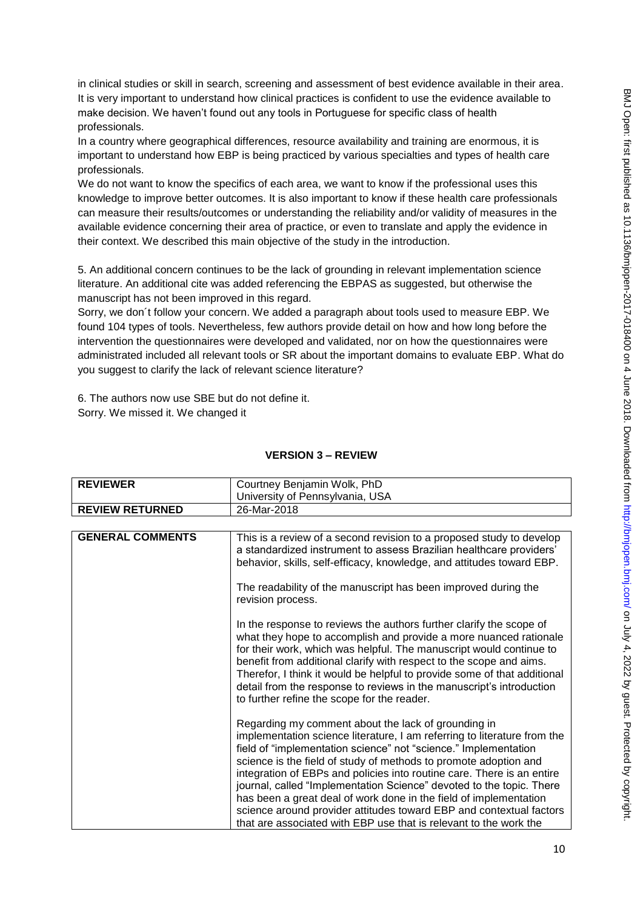in clinical studies or skill in search, screening and assessment of best evidence available in their area. It is very important to understand how clinical practices is confident to use the evidence available to make decision. We haven't found out any tools in Portuguese for specific class of health professionals.

In a country where geographical differences, resource availability and training are enormous, it is important to understand how EBP is being practiced by various specialties and types of health care professionals.

We do not want to know the specifics of each area, we want to know if the professional uses this knowledge to improve better outcomes. It is also important to know if these health care professionals can measure their results/outcomes or understanding the reliability and/or validity of measures in the available evidence concerning their area of practice, or even to translate and apply the evidence in their context. We described this main objective of the study in the introduction.

5. An additional concern continues to be the lack of grounding in relevant implementation science literature. An additional cite was added referencing the EBPAS as suggested, but otherwise the manuscript has not been improved in this regard.

Sorry, we don´t follow your concern. We added a paragraph about tools used to measure EBP. We found 104 types of tools. Nevertheless, few authors provide detail on how and how long before the intervention the questionnaires were developed and validated, nor on how the questionnaires were administrated included all relevant tools or SR about the important domains to evaluate EBP. What do you suggest to clarify the lack of relevant science literature?

6. The authors now use SBE but do not define it.

Sorry. We missed it. We changed it

## VERSION 3 – REVIEW

| REVIEWER | Courtney Benjamin Wolk, PhD<br>University of Pennsylvania, USA |
|---|---|
| REVIEW RETURNED | 26-Mar-2018 |

| GENERAL COMMENTS | This is a review of a second revision to a proposed study to develop a standardized instrument to assess Brazilian healthcare providers' behavior, skills, self-efficacy, knowledge, and attitudes toward EBP.<br><br>The readability of the manuscript has been improved during the revision process.<br><br>In the response to reviews the authors further clarify the scope of what they hope to accomplish and provide a more nuanced rationale for their work, which was helpful. The manuscript would continue to benefit from additional clarify with respect to the scope and aims. Therefor, I think it would be helpful to provide some of that additional detail from the response to reviews in the manuscript's introduction to further refine the scope for the reader.<br><br>Regarding my comment about the lack of grounding in implementation science literature, I am referring to literature from the field of "implementation science" not "science." Implementation science is the field of study of methods to promote adoption and integration of EBPs and policies into routine care. There is an entire journal, called "Implementation Science" devoted to the topic. There has been a great deal of work done in the field of implementation science around provider attitudes toward EBP and contextual factors that are associated with EBP use that is relevant to the work the |
|---|---|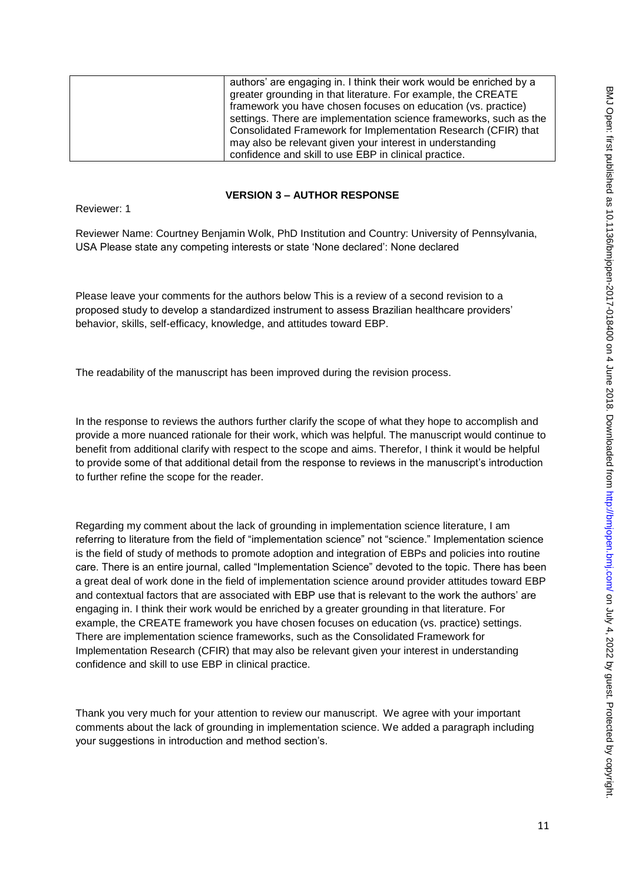| | |
|---|---|
| | authors' are engaging in. I think their work would be enriched by a greater grounding in that literature. For example, the CREATE framework you have chosen focuses on education (vs. practice) settings. There are implementation science frameworks, such as the Consolidated Framework for Implementation Research (CFIR) that may also be relevant given your interest in understanding confidence and skill to use EBP in clinical practice. |

**VERSION 3 – AUTHOR RESPONSE**

Reviewer: 1

Reviewer Name: Courtney Benjamin Wolk, PhD Institution and Country: University of Pennsylvania, USA Please state any competing interests or state 'None declared': None declared

Please leave your comments for the authors below This is a review of a second revision to a proposed study to develop a standardized instrument to assess Brazilian healthcare providers' behavior, skills, self-efficacy, knowledge, and attitudes toward EBP.

The readability of the manuscript has been improved during the revision process.

In the response to reviews the authors further clarify the scope of what they hope to accomplish and provide a more nuanced rationale for their work, which was helpful. The manuscript would continue to benefit from additional clarify with respect to the scope and aims. Therefor, I think it would be helpful to provide some of that additional detail from the response to reviews in the manuscript's introduction to further refine the scope for the reader.

Regarding my comment about the lack of grounding in implementation science literature, I am referring to literature from the field of "implementation science" not "science." Implementation science is the field of study of methods to promote adoption and integration of EBPs and policies into routine care. There is an entire journal, called "Implementation Science" devoted to the topic. There has been a great deal of work done in the field of implementation science around provider attitudes toward EBP and contextual factors that are associated with EBP use that is relevant to the work the authors' are engaging in. I think their work would be enriched by a greater grounding in that literature. For example, the CREATE framework you have chosen focuses on education (vs. practice) settings. There are implementation science frameworks, such as the Consolidated Framework for Implementation Research (CFIR) that may also be relevant given your interest in understanding confidence and skill to use EBP in clinical practice.

Thank you very much for your attention to review our manuscript. We agree with your important comments about the lack of grounding in implementation science. We added a paragraph including your suggestions in introduction and method section's.